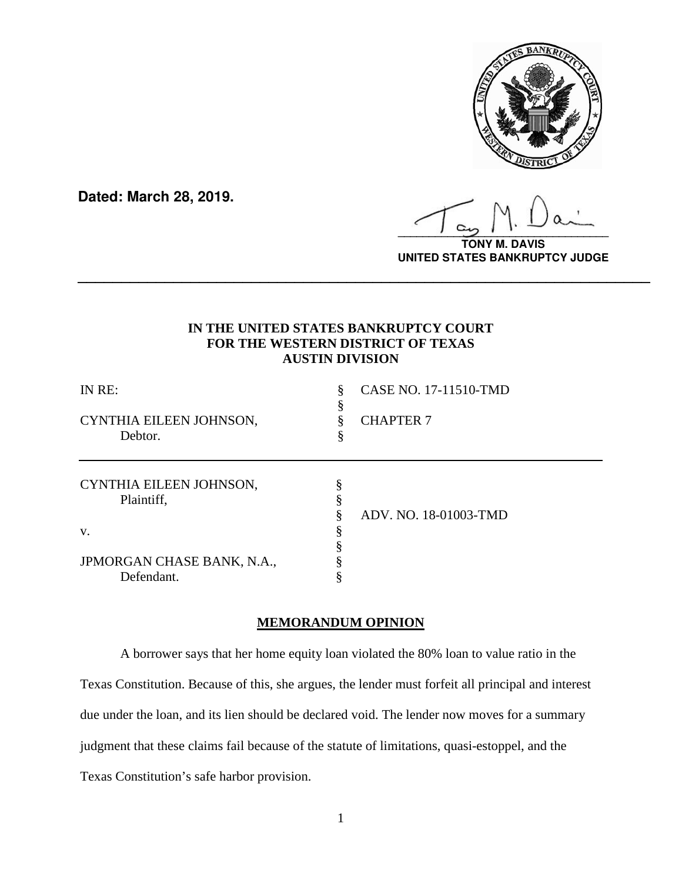**Dated: March 28, 2019.**

**TONY M. DAVIS**
**UNITED STATES BANKRUPTCY JUDGE**

---

**IN THE UNITED STATES BANKRUPTCY COURT**
**FOR THE WESTERN DISTRICT OF TEXAS**
**AUSTIN DIVISION**

| | | |
|---|---|---|
| IN RE: | § | CASE NO. 17-11510-TMD |
| | § | |
| CYNTHIA EILEEN JOHNSON, | § | CHAPTER 7 |
| Debtor. | § | |

| | | |
|---|---|---|
| CYNTHIA EILEEN JOHNSON, | § | |
| Plaintiff, | § | |
| | § | ADV. NO. 18-01003-TMD |
| v. | § | |
| | § | |
| JPMORGAN CHASE BANK, N.A., | § | |
| Defendant. | § | |

## MEMORANDUM OPINION

A borrower says that her home equity loan violated the 80% loan to value ratio in the Texas Constitution. Because of this, she argues, the lender must forfeit all principal and interest due under the loan, and its lien should be declared void. The lender now moves for a summary judgment that these claims fail because of the statute of limitations, quasi-estoppel, and the Texas Constitution's safe harbor provision.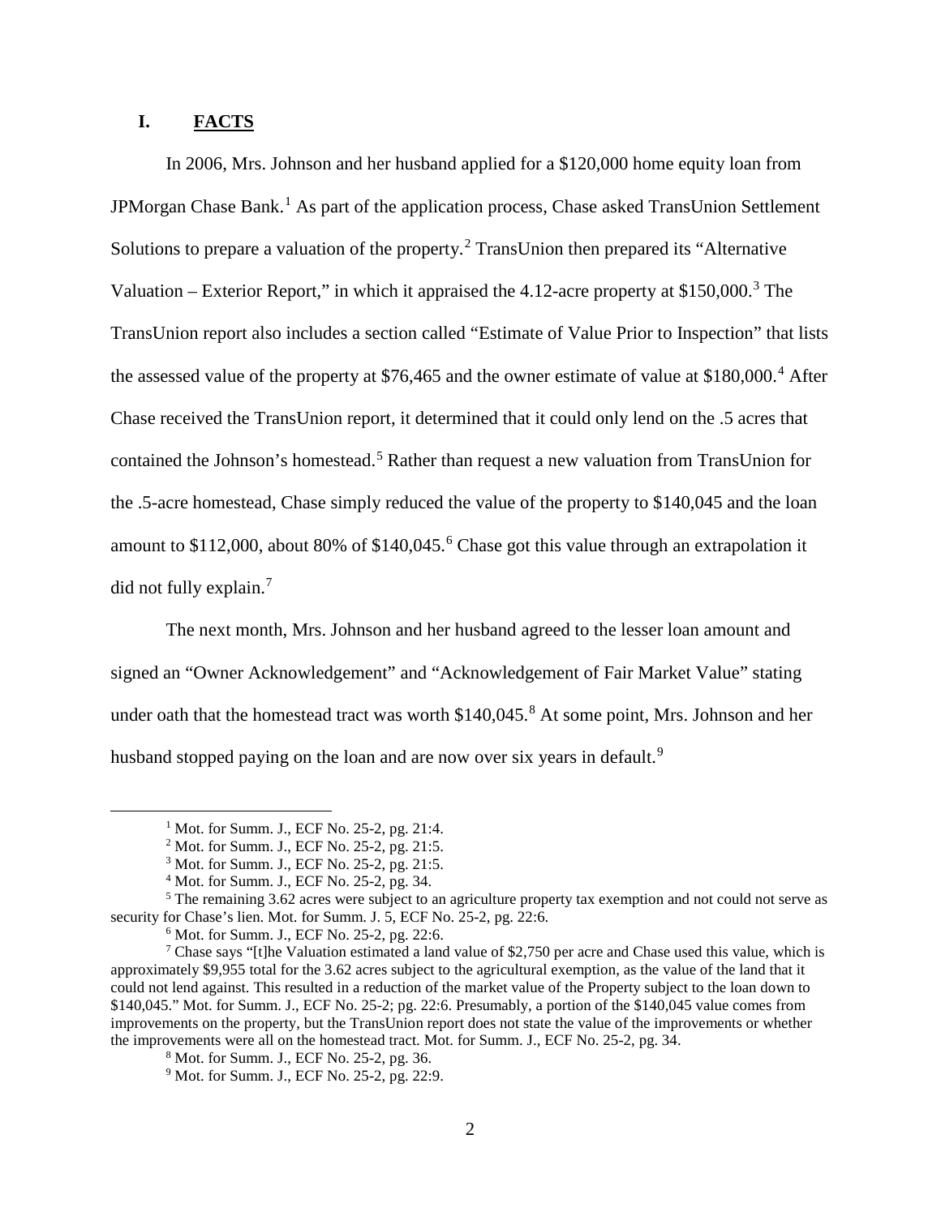## I. FACTS

In 2006, Mrs. Johnson and her husband applied for a $120,000 home equity loan from JPMorgan Chase Bank.[1] As part of the application process, Chase asked TransUnion Settlement Solutions to prepare a valuation of the property.[2] TransUnion then prepared its "Alternative Valuation – Exterior Report," in which it appraised the 4.12-acre property at $150,000.[3] The TransUnion report also includes a section called "Estimate of Value Prior to Inspection" that lists the assessed value of the property at $76,465 and the owner estimate of value at $180,000.[4] After Chase received the TransUnion report, it determined that it could only lend on the .5 acres that contained the Johnson's homestead.[5] Rather than request a new valuation from TransUnion for the .5-acre homestead, Chase simply reduced the value of the property to $140,045 and the loan amount to $112,000, about 80% of $140,045.[6] Chase got this value through an extrapolation it did not fully explain.[7]

The next month, Mrs. Johnson and her husband agreed to the lesser loan amount and signed an "Owner Acknowledgement" and "Acknowledgement of Fair Market Value" stating under oath that the homestead tract was worth $140,045.[8] At some point, Mrs. Johnson and her husband stopped paying on the loan and are now over six years in default.[9]

---

[1] Mot. for Summ. J., ECF No. 25-2, pg. 21:4.

[2] Mot. for Summ. J., ECF No. 25-2, pg. 21:5.

[3] Mot. for Summ. J., ECF No. 25-2, pg. 21:5.

[4] Mot. for Summ. J., ECF No. 25-2, pg. 34.

[5] The remaining 3.62 acres were subject to an agriculture property tax exemption and not could not serve as security for Chase's lien. Mot. for Summ. J. 5, ECF No. 25-2, pg. 22:6.

[6] Mot. for Summ. J., ECF No. 25-2, pg. 22:6.

[7] Chase says "[t]he Valuation estimated a land value of $2,750 per acre and Chase used this value, which is approximately $9,955 total for the 3.62 acres subject to the agricultural exemption, as the value of the land that it could not lend against. This resulted in a reduction of the market value of the Property subject to the loan down to $140,045." Mot. for Summ. J., ECF No. 25-2; pg. 22:6. Presumably, a portion of the $140,045 value comes from improvements on the property, but the TransUnion report does not state the value of the improvements or whether the improvements were all on the homestead tract. Mot. for Summ. J., ECF No. 25-2, pg. 34.

[8] Mot. for Summ. J., ECF No. 25-2, pg. 36.

[9] Mot. for Summ. J., ECF No. 25-2, pg. 22:9.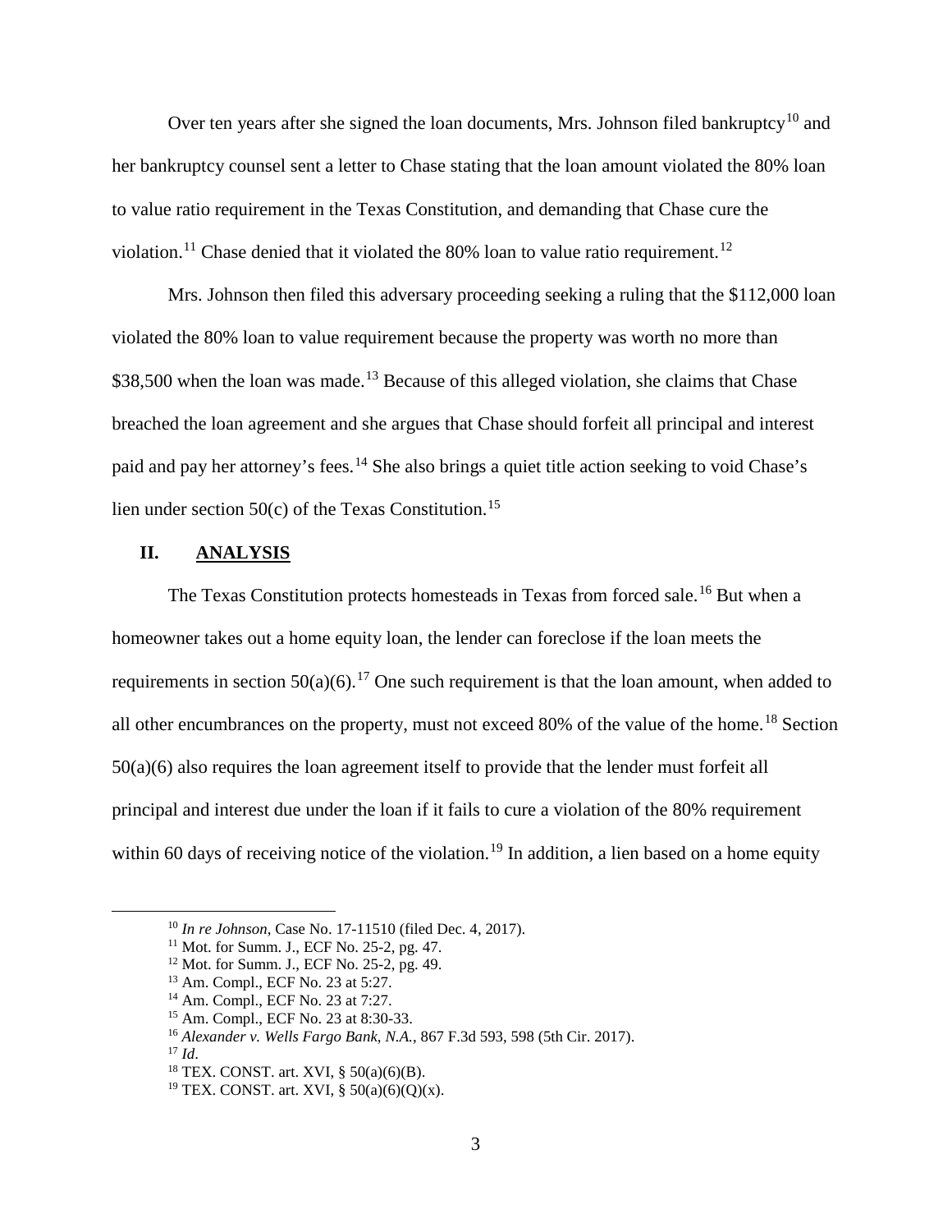Over ten years after she signed the loan documents, Mrs. Johnson filed bankruptcy[10] and her bankruptcy counsel sent a letter to Chase stating that the loan amount violated the 80% loan to value ratio requirement in the Texas Constitution, and demanding that Chase cure the violation.[11] Chase denied that it violated the 80% loan to value ratio requirement.[12]

Mrs. Johnson then filed this adversary proceeding seeking a ruling that the $112,000 loan violated the 80% loan to value requirement because the property was worth no more than $38,500 when the loan was made.[13] Because of this alleged violation, she claims that Chase breached the loan agreement and she argues that Chase should forfeit all principal and interest paid and pay her attorney's fees.[14] She also brings a quiet title action seeking to void Chase's lien under section 50(c) of the Texas Constitution.[15]

## II. ANALYSIS

The Texas Constitution protects homesteads in Texas from forced sale.[16] But when a homeowner takes out a home equity loan, the lender can foreclose if the loan meets the requirements in section 50(a)(6).[17] One such requirement is that the loan amount, when added to all other encumbrances on the property, must not exceed 80% of the value of the home.[18] Section 50(a)(6) also requires the loan agreement itself to provide that the lender must forfeit all principal and interest due under the loan if it fails to cure a violation of the 80% requirement within 60 days of receiving notice of the violation.[19] In addition, a lien based on a home equity

---

[10] *In re Johnson*, Case No. 17-11510 (filed Dec. 4, 2017).

[11] Mot. for Summ. J., ECF No. 25-2, pg. 47.

[12] Mot. for Summ. J., ECF No. 25-2, pg. 49.

[13] Am. Compl., ECF No. 23 at 5:27.

[14] Am. Compl., ECF No. 23 at 7:27.

[15] Am. Compl., ECF No. 23 at 8:30-33.

[16] *Alexander v. Wells Fargo Bank, N.A.*, 867 F.3d 593, 598 (5th Cir. 2017).

[17] *Id*.

[18] TEX. CONST. art. XVI, § 50(a)(6)(B).

[19] TEX. CONST. art. XVI, § 50(a)(6)(Q)(x).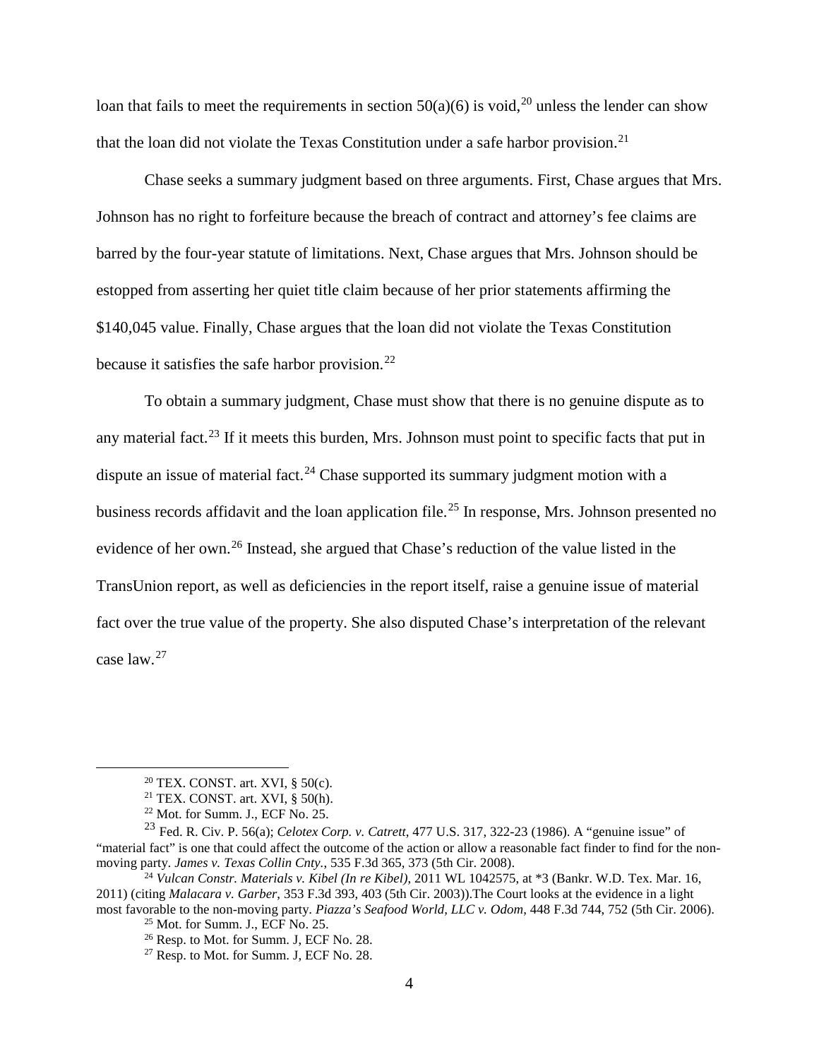loan that fails to meet the requirements in section 50(a)(6) is void,[20] unless the lender can show that the loan did not violate the Texas Constitution under a safe harbor provision.[21]

Chase seeks a summary judgment based on three arguments. First, Chase argues that Mrs. Johnson has no right to forfeiture because the breach of contract and attorney's fee claims are barred by the four-year statute of limitations. Next, Chase argues that Mrs. Johnson should be estopped from asserting her quiet title claim because of her prior statements affirming the $140,045 value. Finally, Chase argues that the loan did not violate the Texas Constitution because it satisfies the safe harbor provision.[22]

To obtain a summary judgment, Chase must show that there is no genuine dispute as to any material fact.[23] If it meets this burden, Mrs. Johnson must point to specific facts that put in dispute an issue of material fact.[24] Chase supported its summary judgment motion with a business records affidavit and the loan application file.[25] In response, Mrs. Johnson presented no evidence of her own.[26] Instead, she argued that Chase's reduction of the value listed in the TransUnion report, as well as deficiencies in the report itself, raise a genuine issue of material fact over the true value of the property. She also disputed Chase's interpretation of the relevant case law.[27]

---

[20] TEX. CONST. art. XVI, § 50(c).

[21] TEX. CONST. art. XVI, § 50(h).

[22] Mot. for Summ. J., ECF No. 25.

[23] Fed. R. Civ. P. 56(a); *Celotex Corp. v. Catrett*, 477 U.S. 317, 322-23 (1986). A "genuine issue" of "material fact" is one that could affect the outcome of the action or allow a reasonable fact finder to find for the non-moving party. *James v. Texas Collin Cnty.*, 535 F.3d 365, 373 (5th Cir. 2008).

[24] *Vulcan Constr. Materials v. Kibel (In re Kibel)*, 2011 WL 1042575, at *3 (Bankr. W.D. Tex. Mar. 16, 2011) (citing *Malacara v. Garber*, 353 F.3d 393, 403 (5th Cir. 2003)).The Court looks at the evidence in a light most favorable to the non-moving party. *Piazza's Seafood World, LLC v. Odom*, 448 F.3d 744, 752 (5th Cir. 2006).

[25] Mot. for Summ. J., ECF No. 25.

[26] Resp. to Mot. for Summ. J, ECF No. 28.

[27] Resp. to Mot. for Summ. J, ECF No. 28.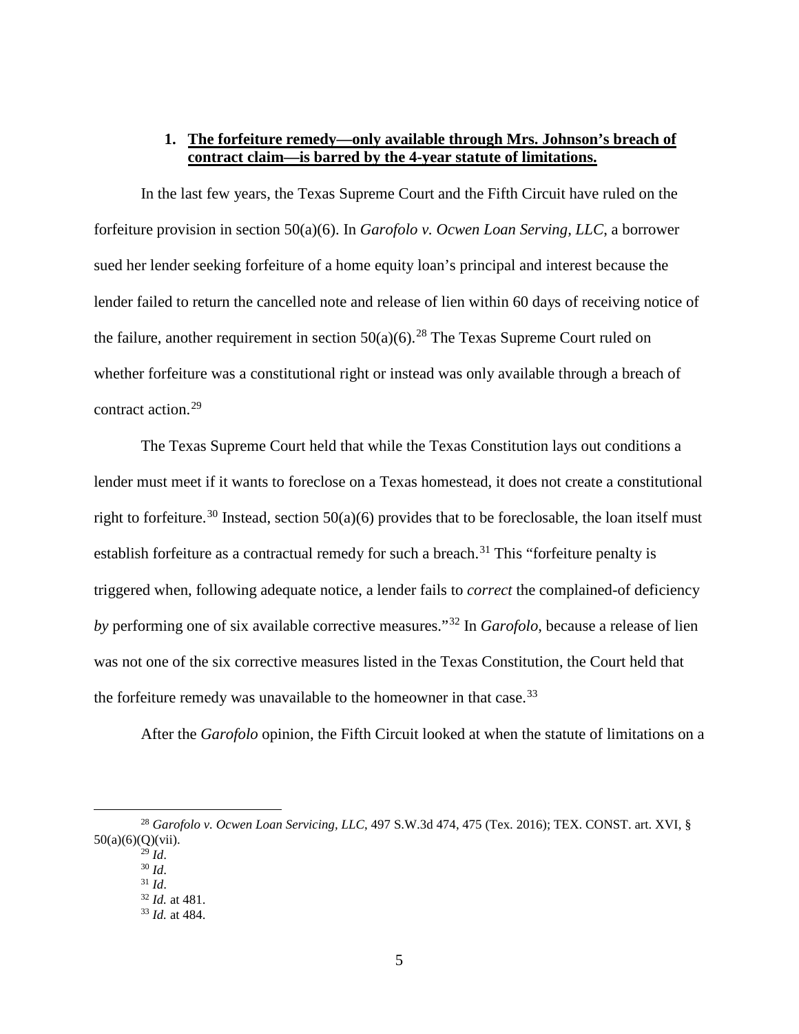### 1. **The forfeiture remedy—only available through Mrs. Johnson's breach of contract claim—is barred by the 4-year statute of limitations.**

In the last few years, the Texas Supreme Court and the Fifth Circuit have ruled on the forfeiture provision in section 50(a)(6). In *Garofolo v. Ocwen Loan Serving, LLC*, a borrower sued her lender seeking forfeiture of a home equity loan's principal and interest because the lender failed to return the cancelled note and release of lien within 60 days of receiving notice of the failure, another requirement in section 50(a)(6).[28] The Texas Supreme Court ruled on whether forfeiture was a constitutional right or instead was only available through a breach of contract action.[29]

The Texas Supreme Court held that while the Texas Constitution lays out conditions a lender must meet if it wants to foreclose on a Texas homestead, it does not create a constitutional right to forfeiture.[30] Instead, section 50(a)(6) provides that to be foreclosable, the loan itself must establish forfeiture as a contractual remedy for such a breach.[31] This "forfeiture penalty is triggered when, following adequate notice, a lender fails to *correct* the complained-of deficiency *by* performing one of six available corrective measures."[32] In *Garofolo*, because a release of lien was not one of the six corrective measures listed in the Texas Constitution, the Court held that the forfeiture remedy was unavailable to the homeowner in that case.[33]

After the *Garofolo* opinion, the Fifth Circuit looked at when the statute of limitations on a

---

[28] *Garofolo v. Ocwen Loan Servicing, LLC*, 497 S.W.3d 474, 475 (Tex. 2016); TEX. CONST. art. XVI, § 50(a)(6)(Q)(vii).

[29] *Id*.

[30] *Id*.

[31] *Id*.

[32] *Id.* at 481.

[33] *Id.* at 484.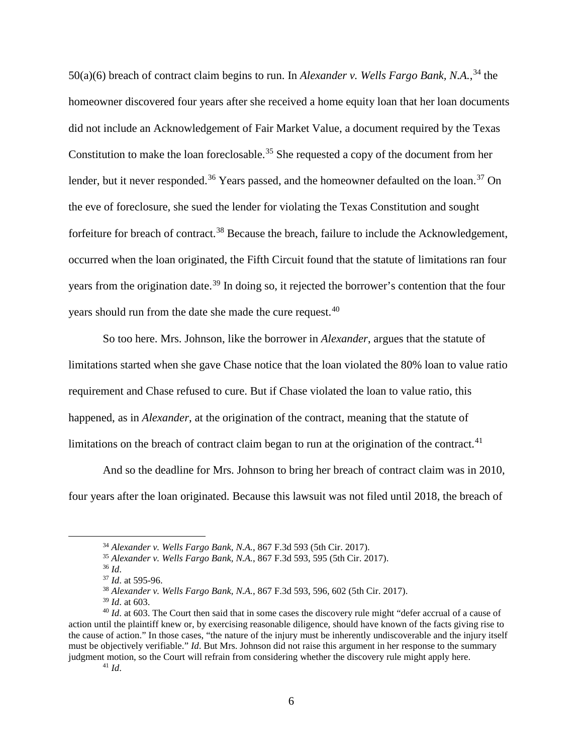50(a)(6) breach of contract claim begins to run. In *Alexander v. Wells Fargo Bank, N.A.*,[34] the homeowner discovered four years after she received a home equity loan that her loan documents did not include an Acknowledgement of Fair Market Value, a document required by the Texas Constitution to make the loan foreclosable.[35] She requested a copy of the document from her lender, but it never responded.[36] Years passed, and the homeowner defaulted on the loan.[37] On the eve of foreclosure, she sued the lender for violating the Texas Constitution and sought forfeiture for breach of contract.[38] Because the breach, failure to include the Acknowledgement, occurred when the loan originated, the Fifth Circuit found that the statute of limitations ran four years from the origination date.[39] In doing so, it rejected the borrower's contention that the four years should run from the date she made the cure request.[40]

So too here. Mrs. Johnson, like the borrower in *Alexander*, argues that the statute of limitations started when she gave Chase notice that the loan violated the 80% loan to value ratio requirement and Chase refused to cure. But if Chase violated the loan to value ratio, this happened, as in *Alexander*, at the origination of the contract, meaning that the statute of limitations on the breach of contract claim began to run at the origination of the contract.[41]

And so the deadline for Mrs. Johnson to bring her breach of contract claim was in 2010, four years after the loan originated. Because this lawsuit was not filed until 2018, the breach of

---

[34] *Alexander v. Wells Fargo Bank, N.A.*, 867 F.3d 593 (5th Cir. 2017).

[35] *Alexander v. Wells Fargo Bank, N.A.*, 867 F.3d 593, 595 (5th Cir. 2017).

[36] *Id*.

[37] *Id*. at 595-96.

[38] *Alexander v. Wells Fargo Bank, N.A.*, 867 F.3d 593, 596, 602 (5th Cir. 2017).

[39] *Id*. at 603.

[40] *Id*. at 603. The Court then said that in some cases the discovery rule might "defer accrual of a cause of action until the plaintiff knew or, by exercising reasonable diligence, should have known of the facts giving rise to the cause of action." In those cases, "the nature of the injury must be inherently undiscoverable and the injury itself must be objectively verifiable." *Id*. But Mrs. Johnson did not raise this argument in her response to the summary judgment motion, so the Court will refrain from considering whether the discovery rule might apply here.

[41] *Id*.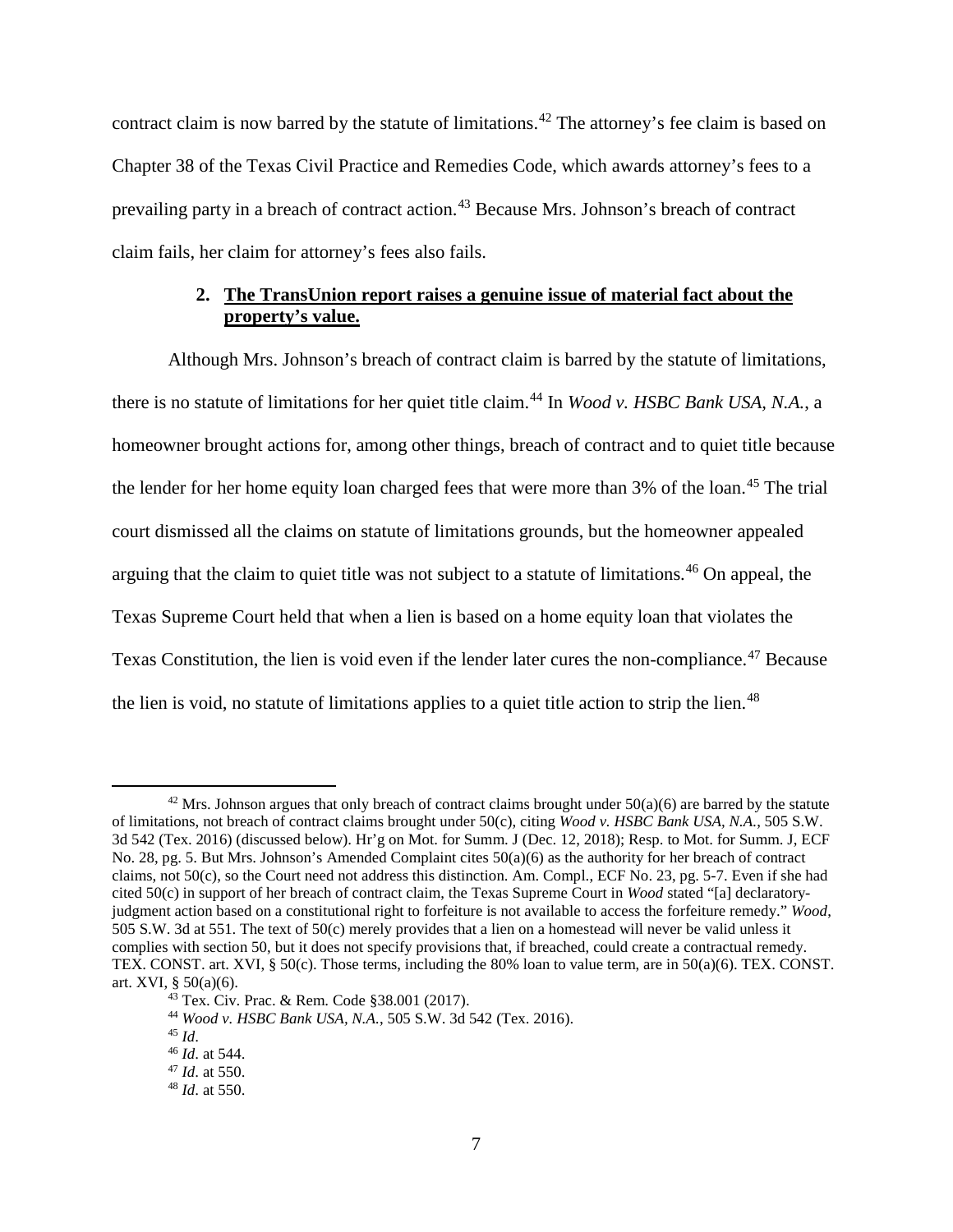contract claim is now barred by the statute of limitations.[42] The attorney's fee claim is based on Chapter 38 of the Texas Civil Practice and Remedies Code, which awards attorney's fees to a prevailing party in a breach of contract action.[43] Because Mrs. Johnson's breach of contract claim fails, her claim for attorney's fees also fails.

**2. <u>The TransUnion report raises a genuine issue of material fact about the property's value.</u>**

Although Mrs. Johnson's breach of contract claim is barred by the statute of limitations, there is no statute of limitations for her quiet title claim.[44] In *Wood v. HSBC Bank USA, N.A.*, a homeowner brought actions for, among other things, breach of contract and to quiet title because the lender for her home equity loan charged fees that were more than 3% of the loan.[45] The trial court dismissed all the claims on statute of limitations grounds, but the homeowner appealed arguing that the claim to quiet title was not subject to a statute of limitations.[46] On appeal, the Texas Supreme Court held that when a lien is based on a home equity loan that violates the Texas Constitution, the lien is void even if the lender later cures the non-compliance.[47] Because the lien is void, no statute of limitations applies to a quiet title action to strip the lien.[48]

---

[42] Mrs. Johnson argues that only breach of contract claims brought under 50(a)(6) are barred by the statute of limitations, not breach of contract claims brought under 50(c), citing *Wood v. HSBC Bank USA, N.A.*, 505 S.W. 3d 542 (Tex. 2016) (discussed below). Hr'g on Mot. for Summ. J (Dec. 12, 2018); Resp. to Mot. for Summ. J, ECF No. 28, pg. 5. But Mrs. Johnson's Amended Complaint cites 50(a)(6) as the authority for her breach of contract claims, not 50(c), so the Court need not address this distinction. Am. Compl., ECF No. 23, pg. 5-7. Even if she had cited 50(c) in support of her breach of contract claim, the Texas Supreme Court in *Wood* stated "[a] declaratory-judgment action based on a constitutional right to forfeiture is not available to access the forfeiture remedy." *Wood*, 505 S.W. 3d at 551. The text of 50(c) merely provides that a lien on a homestead will never be valid unless it complies with section 50, but it does not specify provisions that, if breached, could create a contractual remedy. TEX. CONST. art. XVI, § 50(c). Those terms, including the 80% loan to value term, are in 50(a)(6). TEX. CONST. art. XVI, § 50(a)(6).

[43] Tex. Civ. Prac. & Rem. Code §38.001 (2017).

[44] *Wood v. HSBC Bank USA, N.A.*, 505 S.W. 3d 542 (Tex. 2016).

[45] *Id*.

[46] *Id*. at 544.

[47] *Id*. at 550.

[48] *Id*. at 550.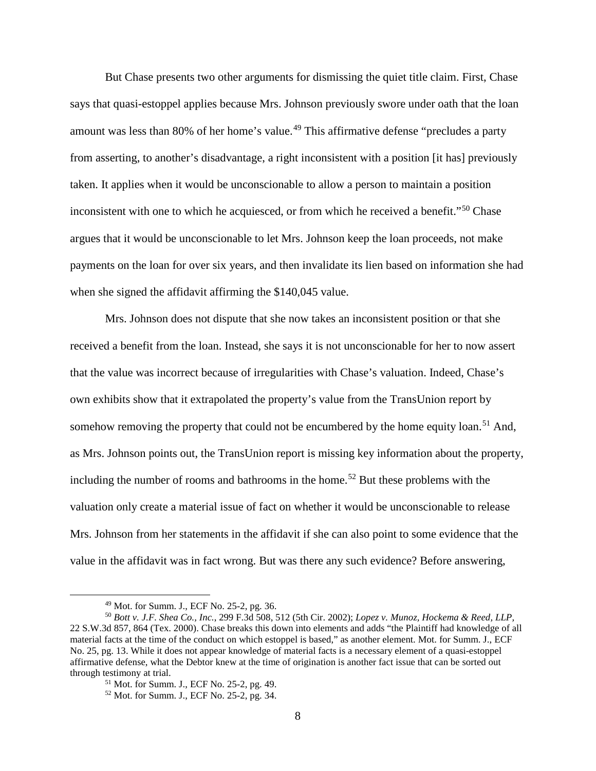But Chase presents two other arguments for dismissing the quiet title claim. First, Chase says that quasi-estoppel applies because Mrs. Johnson previously swore under oath that the loan amount was less than 80% of her home's value.[49] This affirmative defense "precludes a party from asserting, to another's disadvantage, a right inconsistent with a position [it has] previously taken. It applies when it would be unconscionable to allow a person to maintain a position inconsistent with one to which he acquiesced, or from which he received a benefit."[50] Chase argues that it would be unconscionable to let Mrs. Johnson keep the loan proceeds, not make payments on the loan for over six years, and then invalidate its lien based on information she had when she signed the affidavit affirming the $140,045 value.

Mrs. Johnson does not dispute that she now takes an inconsistent position or that she received a benefit from the loan. Instead, she says it is not unconscionable for her to now assert that the value was incorrect because of irregularities with Chase's valuation. Indeed, Chase's own exhibits show that it extrapolated the property's value from the TransUnion report by somehow removing the property that could not be encumbered by the home equity loan.[51] And, as Mrs. Johnson points out, the TransUnion report is missing key information about the property, including the number of rooms and bathrooms in the home.[52] But these problems with the valuation only create a material issue of fact on whether it would be unconscionable to release Mrs. Johnson from her statements in the affidavit if she can also point to some evidence that the value in the affidavit was in fact wrong. But was there any such evidence? Before answering,

---

[49] Mot. for Summ. J., ECF No. 25-2, pg. 36.

[50] *Bott v. J.F. Shea Co., Inc.*, 299 F.3d 508, 512 (5th Cir. 2002); *Lopez v. Munoz, Hockema & Reed, LLP*, 22 S.W.3d 857, 864 (Tex. 2000). Chase breaks this down into elements and adds "the Plaintiff had knowledge of all material facts at the time of the conduct on which estoppel is based," as another element. Mot. for Summ. J., ECF No. 25, pg. 13. While it does not appear knowledge of material facts is a necessary element of a quasi-estoppel affirmative defense, what the Debtor knew at the time of origination is another fact issue that can be sorted out through testimony at trial.

[51] Mot. for Summ. J., ECF No. 25-2, pg. 49.

[52] Mot. for Summ. J., ECF No. 25-2, pg. 34.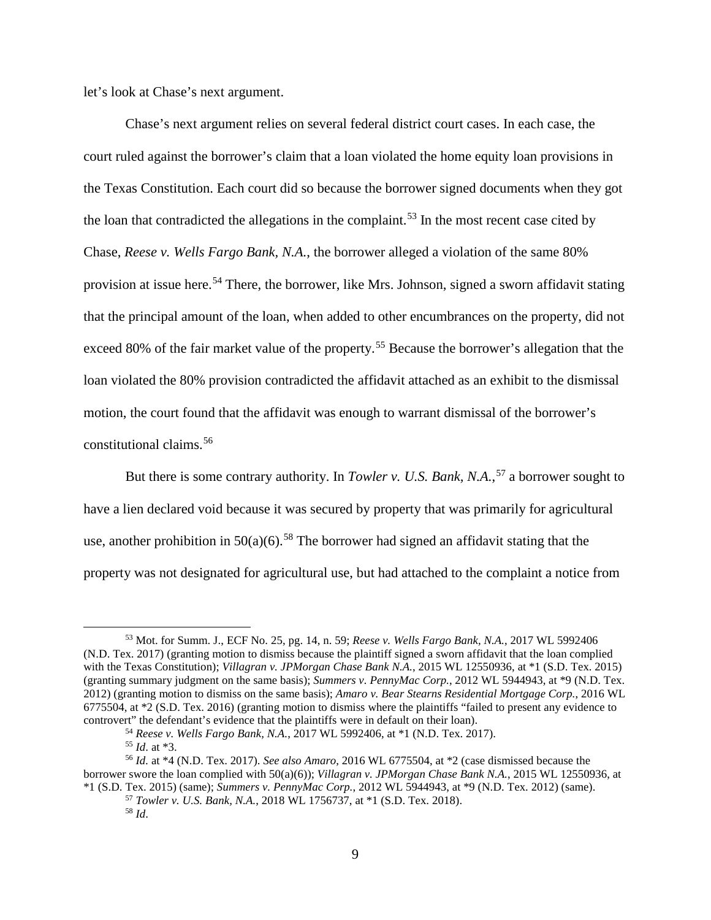let's look at Chase's next argument.

Chase's next argument relies on several federal district court cases. In each case, the court ruled against the borrower's claim that a loan violated the home equity loan provisions in the Texas Constitution. Each court did so because the borrower signed documents when they got the loan that contradicted the allegations in the complaint.[53] In the most recent case cited by Chase, *Reese v. Wells Fargo Bank, N.A.*, the borrower alleged a violation of the same 80% provision at issue here.[54] There, the borrower, like Mrs. Johnson, signed a sworn affidavit stating that the principal amount of the loan, when added to other encumbrances on the property, did not exceed 80% of the fair market value of the property.[55] Because the borrower's allegation that the loan violated the 80% provision contradicted the affidavit attached as an exhibit to the dismissal motion, the court found that the affidavit was enough to warrant dismissal of the borrower's constitutional claims.[56]

But there is some contrary authority. In *Towler v. U.S. Bank, N.A.*,[57] a borrower sought to have a lien declared void because it was secured by property that was primarily for agricultural use, another prohibition in 50(a)(6).[58] The borrower had signed an affidavit stating that the property was not designated for agricultural use, but had attached to the complaint a notice from

---

[53] Mot. for Summ. J., ECF No. 25, pg. 14, n. 59; *Reese v. Wells Fargo Bank, N.A.*, 2017 WL 5992406 (N.D. Tex. 2017) (granting motion to dismiss because the plaintiff signed a sworn affidavit that the loan complied with the Texas Constitution); *Villagran v. JPMorgan Chase Bank N.A.*, 2015 WL 12550936, at \*1 (S.D. Tex. 2015) (granting summary judgment on the same basis); *Summers v. PennyMac Corp.*, 2012 WL 5944943, at \*9 (N.D. Tex. 2012) (granting motion to dismiss on the same basis); *Amaro v. Bear Stearns Residential Mortgage Corp.*, 2016 WL 6775504, at \*2 (S.D. Tex. 2016) (granting motion to dismiss where the plaintiffs "failed to present any evidence to controvert" the defendant's evidence that the plaintiffs were in default on their loan).

[54] *Reese v. Wells Fargo Bank, N.A.*, 2017 WL 5992406, at \*1 (N.D. Tex. 2017).

[55] *Id*. at \*3.

[56] *Id*. at \*4 (N.D. Tex. 2017). *See also Amaro*, 2016 WL 6775504, at \*2 (case dismissed because the borrower swore the loan complied with 50(a)(6)); *Villagran v. JPMorgan Chase Bank N.A.*, 2015 WL 12550936, at \*1 (S.D. Tex. 2015) (same); *Summers v. PennyMac Corp.*, 2012 WL 5944943, at \*9 (N.D. Tex. 2012) (same).

[57] *Towler v. U.S. Bank, N.A.*, 2018 WL 1756737, at \*1 (S.D. Tex. 2018).

[58] *Id*.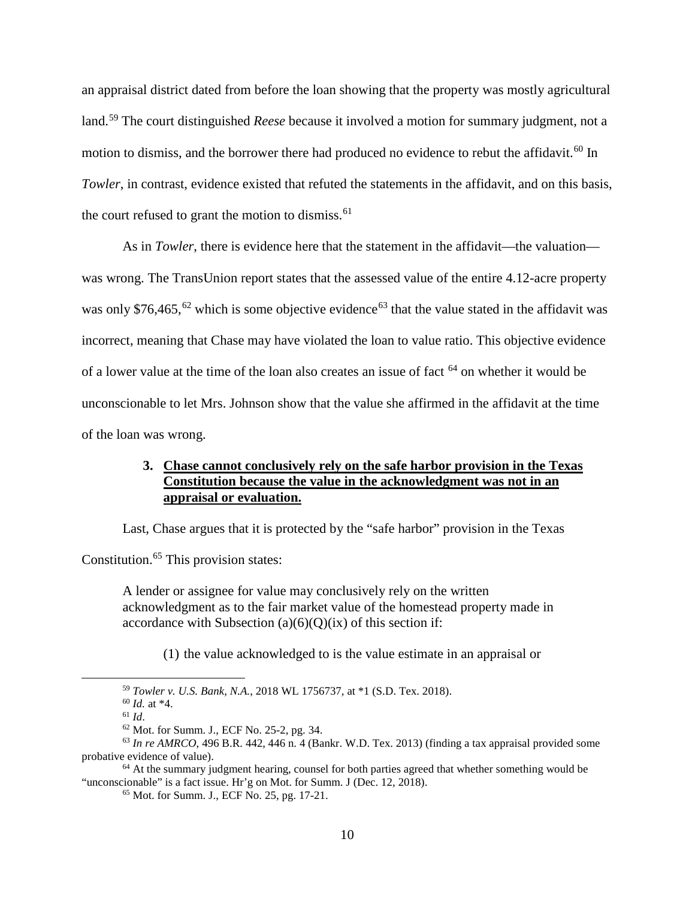an appraisal district dated from before the loan showing that the property was mostly agricultural land.[59] The court distinguished *Reese* because it involved a motion for summary judgment, not a motion to dismiss, and the borrower there had produced no evidence to rebut the affidavit.[60] In *Towler*, in contrast, evidence existed that refuted the statements in the affidavit, and on this basis, the court refused to grant the motion to dismiss.[61]

As in *Towler*, there is evidence here that the statement in the affidavit—the valuation—was wrong. The TransUnion report states that the assessed value of the entire 4.12-acre property was only $76,465,[62] which is some objective evidence[63] that the value stated in the affidavit was incorrect, meaning that Chase may have violated the loan to value ratio. This objective evidence of a lower value at the time of the loan also creates an issue of fact [64] on whether it would be unconscionable to let Mrs. Johnson show that the value she affirmed in the affidavit at the time of the loan was wrong.

### 3. <u>Chase cannot conclusively rely on the safe harbor provision in the Texas Constitution because the value in the acknowledgment was not in an appraisal or evaluation.</u>

Last, Chase argues that it is protected by the "safe harbor" provision in the Texas Constitution.[65] This provision states:

> A lender or assignee for value may conclusively rely on the written acknowledgment as to the fair market value of the homestead property made in accordance with Subsection (a)(6)(Q)(ix) of this section if:
>
> (1) the value acknowledged to is the value estimate in an appraisal or

---

[59] *Towler v. U.S. Bank, N.A.*, 2018 WL 1756737, at *1 (S.D. Tex. 2018).

[60] *Id.* at *4.

[61] *Id*.

[62] Mot. for Summ. J., ECF No. 25-2, pg. 34.

[63] *In re AMRCO*, 496 B.R. 442, 446 n. 4 (Bankr. W.D. Tex. 2013) (finding a tax appraisal provided some probative evidence of value).

[64] At the summary judgment hearing, counsel for both parties agreed that whether something would be "unconscionable" is a fact issue. Hr'g on Mot. for Summ. J (Dec. 12, 2018).

[65] Mot. for Summ. J., ECF No. 25, pg. 17-21.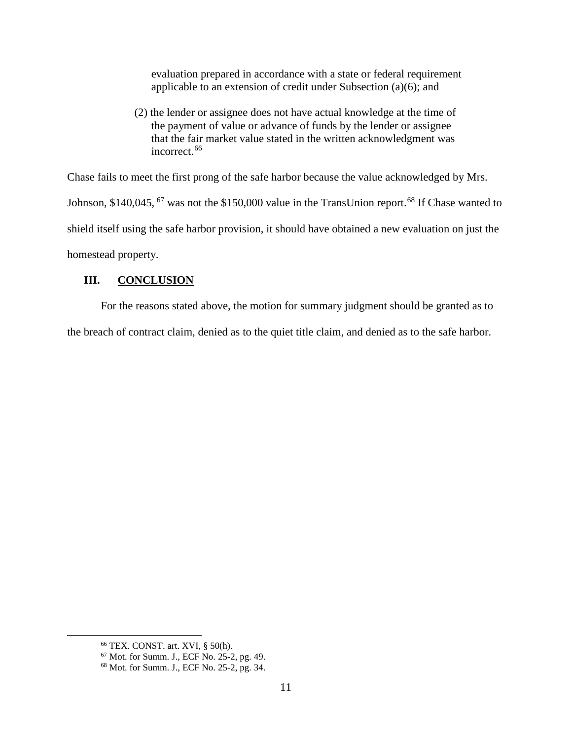evaluation prepared in accordance with a state or federal requirement applicable to an extension of credit under Subsection (a)(6); and

(2) the lender or assignee does not have actual knowledge at the time of the payment of value or advance of funds by the lender or assignee that the fair market value stated in the written acknowledgment was incorrect.[66]

Chase fails to meet the first prong of the safe harbor because the value acknowledged by Mrs. Johnson, $140,045, [67] was not the $150,000 value in the TransUnion report.[68] If Chase wanted to shield itself using the safe harbor provision, it should have obtained a new evaluation on just the homestead property.

## III. CONCLUSION

For the reasons stated above, the motion for summary judgment should be granted as to the breach of contract claim, denied as to the quiet title claim, and denied as to the safe harbor.

---

[66] TEX. CONST. art. XVI, § 50(h).

[67] Mot. for Summ. J., ECF No. 25-2, pg. 49.

[68] Mot. for Summ. J., ECF No. 25-2, pg. 34.